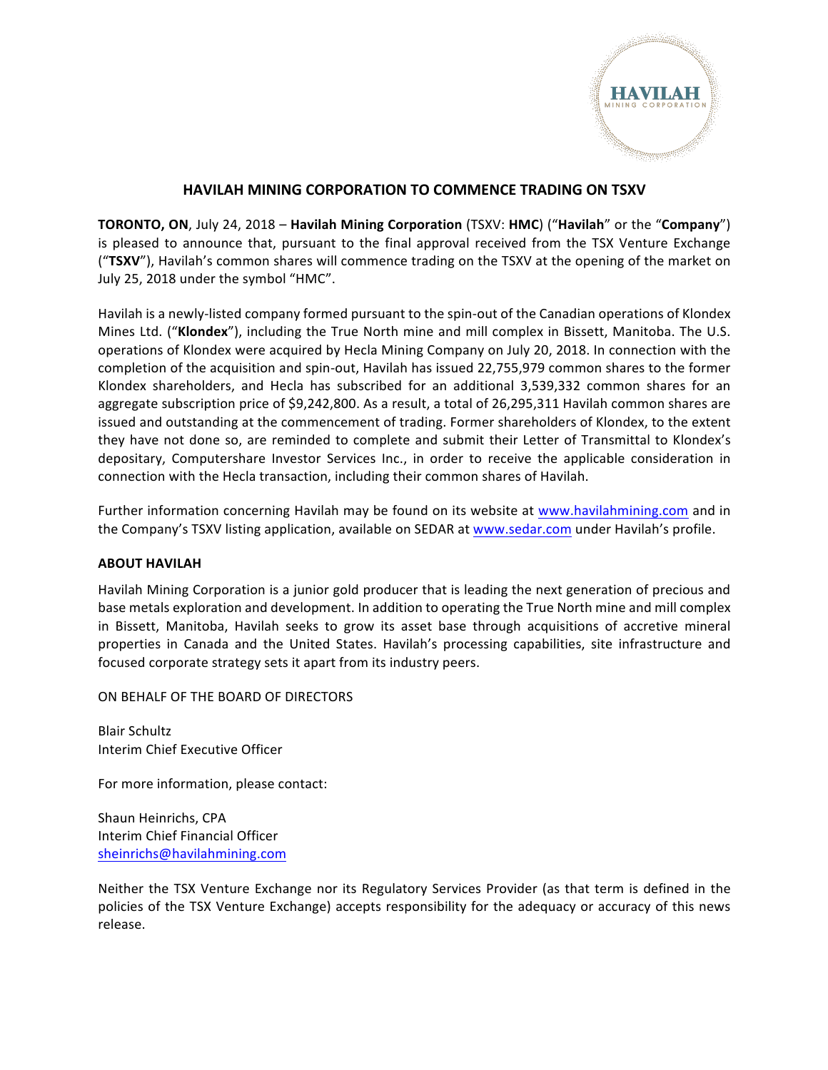# HAVILAH MINING CORPORATION TO COMMENCE TRADING ON TSXV

**TORONTO, ON**, July 24, 2018 – **Havilah Mining Corporation** (TSXV: **HMC**) ("**Havilah**" or the "**Company**") is pleased to announce that, pursuant to the final approval received from the TSX Venture Exchange ("**TSXV**"), Havilah's common shares will commence trading on the TSXV at the opening of the market on July 25, 2018 under the symbol "HMC".

Havilah is a newly-listed company formed pursuant to the spin-out of the Canadian operations of Klondex Mines Ltd. ("**Klondex**"), including the True North mine and mill complex in Bissett, Manitoba. The U.S. operations of Klondex were acquired by Hecla Mining Company on July 20, 2018. In connection with the completion of the acquisition and spin-out, Havilah has issued 22,755,979 common shares to the former Klondex shareholders, and Hecla has subscribed for an additional 3,539,332 common shares for an aggregate subscription price of $9,242,800. As a result, a total of 26,295,311 Havilah common shares are issued and outstanding at the commencement of trading. Former shareholders of Klondex, to the extent they have not done so, are reminded to complete and submit their Letter of Transmittal to Klondex's depositary, Computershare Investor Services Inc., in order to receive the applicable consideration in connection with the Hecla transaction, including their common shares of Havilah.

Further information concerning Havilah may be found on its website at www.havilahmining.com and in the Company's TSXV listing application, available on SEDAR at www.sedar.com under Havilah's profile.

**ABOUT HAVILAH**

Havilah Mining Corporation is a junior gold producer that is leading the next generation of precious and base metals exploration and development. In addition to operating the True North mine and mill complex in Bissett, Manitoba, Havilah seeks to grow its asset base through acquisitions of accretive mineral properties in Canada and the United States. Havilah's processing capabilities, site infrastructure and focused corporate strategy sets it apart from its industry peers.

ON BEHALF OF THE BOARD OF DIRECTORS

Blair Schultz
Interim Chief Executive Officer

For more information, please contact:

Shaun Heinrichs, CPA
Interim Chief Financial Officer
sheinrichs@havilahmining.com

Neither the TSX Venture Exchange nor its Regulatory Services Provider (as that term is defined in the policies of the TSX Venture Exchange) accepts responsibility for the adequacy or accuracy of this news release.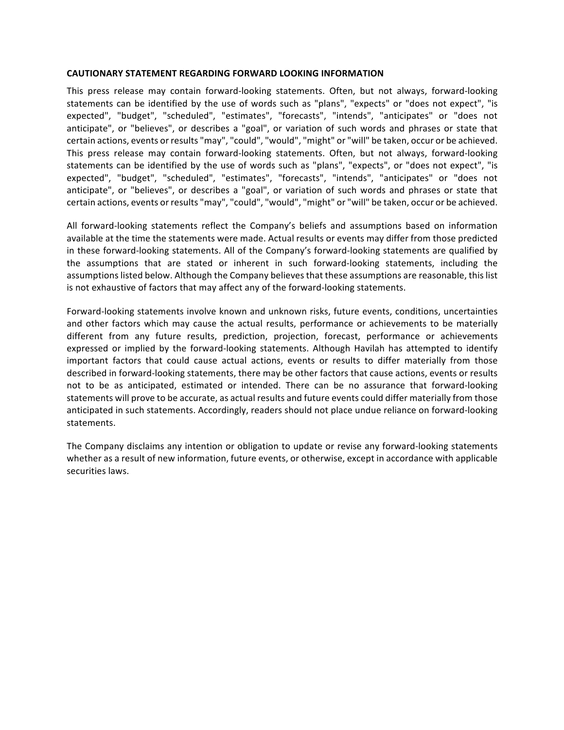**CAUTIONARY STATEMENT REGARDING FORWARD LOOKING INFORMATION**

This press release may contain forward-looking statements. Often, but not always, forward-looking statements can be identified by the use of words such as "plans", "expects" or "does not expect", "is expected", "budget", "scheduled", "estimates", "forecasts", "intends", "anticipates" or "does not anticipate", or "believes", or describes a "goal", or variation of such words and phrases or state that certain actions, events or results "may", "could", "would", "might" or "will" be taken, occur or be achieved. This press release may contain forward-looking statements. Often, but not always, forward-looking statements can be identified by the use of words such as "plans", "expects", or "does not expect", "is expected", "budget", "scheduled", "estimates", "forecasts", "intends", "anticipates" or "does not anticipate", or "believes", or describes a "goal", or variation of such words and phrases or state that certain actions, events or results "may", "could", "would", "might" or "will" be taken, occur or be achieved.

All forward-looking statements reflect the Company's beliefs and assumptions based on information available at the time the statements were made. Actual results or events may differ from those predicted in these forward-looking statements. All of the Company's forward-looking statements are qualified by the assumptions that are stated or inherent in such forward-looking statements, including the assumptions listed below. Although the Company believes that these assumptions are reasonable, this list is not exhaustive of factors that may affect any of the forward-looking statements.

Forward-looking statements involve known and unknown risks, future events, conditions, uncertainties and other factors which may cause the actual results, performance or achievements to be materially different from any future results, prediction, projection, forecast, performance or achievements expressed or implied by the forward-looking statements. Although Havilah has attempted to identify important factors that could cause actual actions, events or results to differ materially from those described in forward-looking statements, there may be other factors that cause actions, events or results not to be as anticipated, estimated or intended. There can be no assurance that forward-looking statements will prove to be accurate, as actual results and future events could differ materially from those anticipated in such statements. Accordingly, readers should not place undue reliance on forward-looking statements.

The Company disclaims any intention or obligation to update or revise any forward-looking statements whether as a result of new information, future events, or otherwise, except in accordance with applicable securities laws.